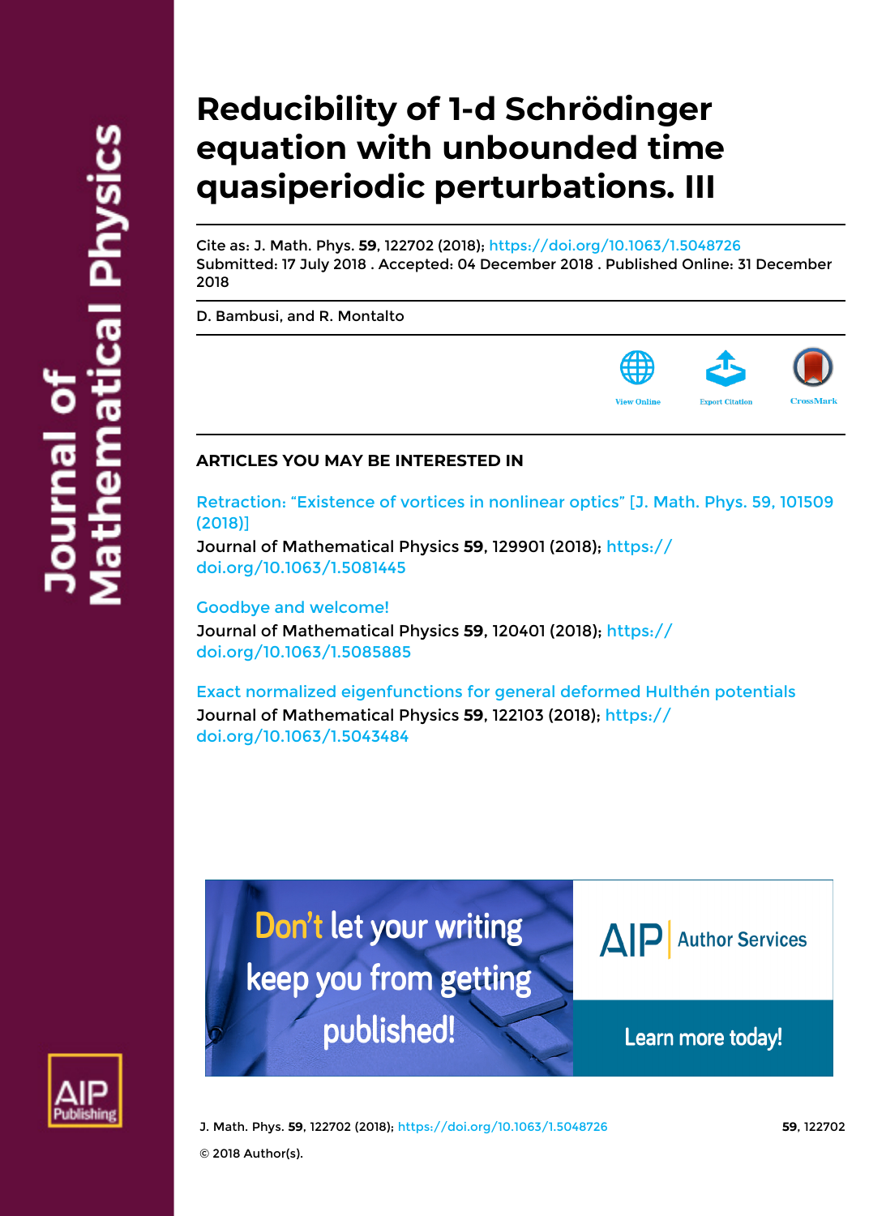# Reducibility of 1-d Schrödinger equation with unbounded time quasiperiodic perturbations. III

Cite as: J. Math. Phys. **59**, 122702 (2018); https://doi.org/10.1063/1.5048726
Submitted: 17 July 2018 . Accepted: 04 December 2018 . Published Online: 31 December 2018

D. Bambusi, and R. Montalto

## ARTICLES YOU MAY BE INTERESTED IN

Retraction: "Existence of vortices in nonlinear optics" [J. Math. Phys. 59, 101509 (2018)]
Journal of Mathematical Physics **59**, 129901 (2018); https://doi.org/10.1063/1.5081445

Goodbye and welcome!
Journal of Mathematical Physics **59**, 120401 (2018); https://doi.org/10.1063/1.5085885

Exact normalized eigenfunctions for general deformed Hulthén potentials
Journal of Mathematical Physics **59**, 122103 (2018); https://doi.org/10.1063/1.5043484

© 2018 Author(s).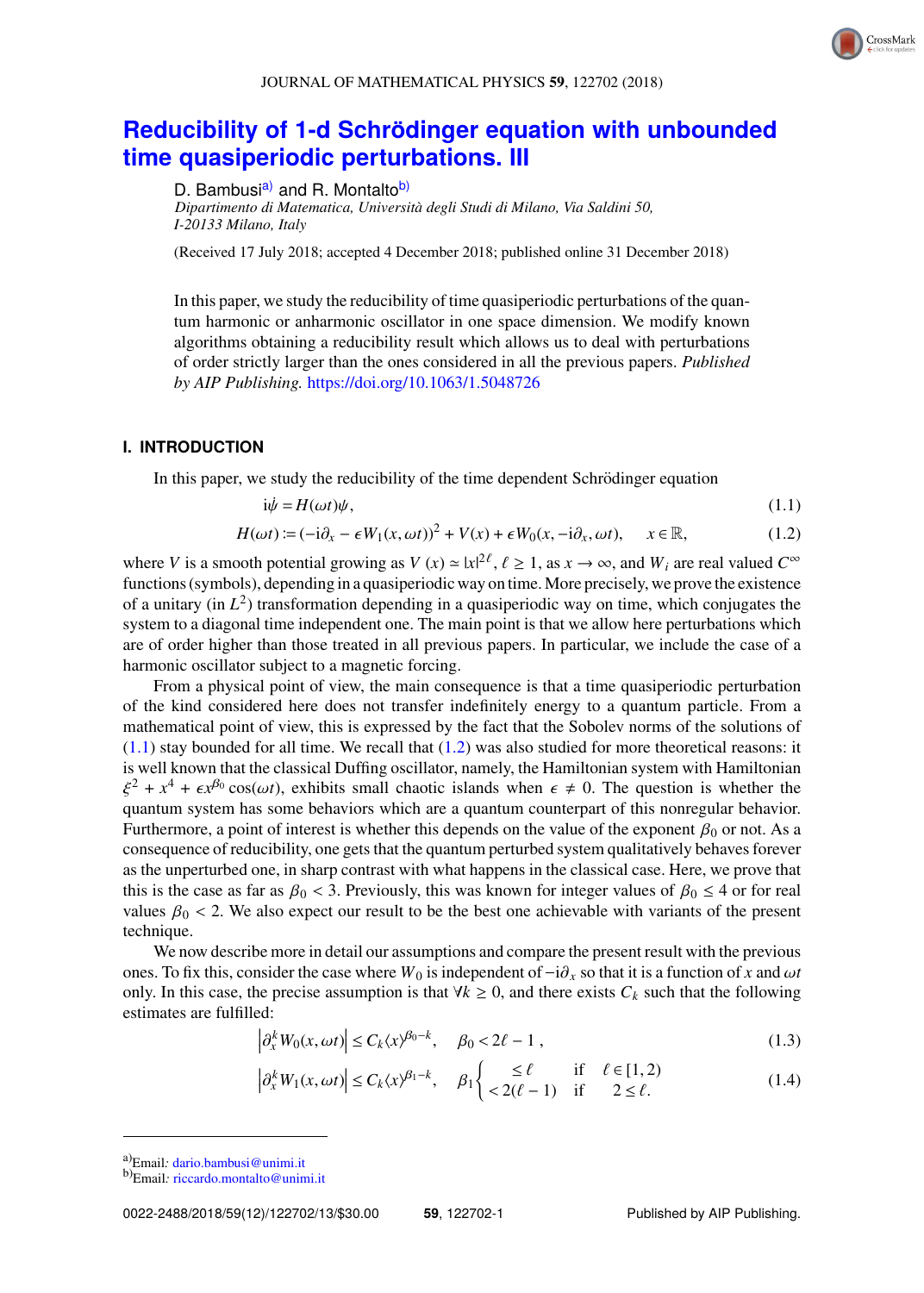# Reducibility of 1-d Schrödinger equation with unbounded time quasiperiodic perturbations. III

D. Bambusi[a] and R. Montalto[b]

*Dipartimento di Matematica, Università degli Studi di Milano, Via Saldini 50, I-20133 Milano, Italy*

(Received 17 July 2018; accepted 4 December 2018; published online 31 December 2018)

In this paper, we study the reducibility of time quasiperiodic perturbations of the quantum harmonic or anharmonic oscillator in one space dimension. We modify known algorithms obtaining a reducibility result which allows us to deal with perturbations of order strictly larger than the ones considered in all the previous papers. *Published by AIP Publishing.* https://doi.org/10.1063/1.5048726

## I. INTRODUCTION

In this paper, we study the reducibility of the time dependent Schrödinger equation

$$\mathrm{i}\dot{\psi} = H(\omega t)\psi, \tag{1.1}$$

$$H(\omega t) := (-\mathrm{i}\partial_x - \epsilon W_1(x, \omega t))^2 + V(x) + \epsilon W_0(x, -\mathrm{i}\partial_x, \omega t), \qquad x \in \mathbb{R}, \tag{1.2}$$

where $V$ is a smooth potential growing as $V(x) \simeq |x|^{2\ell}$, $\ell \geq 1$, as $x \to \infty$, and $W_i$ are real valued $C^\infty$ functions (symbols), depending in a quasiperiodic way on time. More precisely, we prove the existence of a unitary (in $L^2$) transformation depending in a quasiperiodic way on time, which conjugates the system to a diagonal time independent one. The main point is that we allow here perturbations which are of order higher than those treated in all previous papers. In particular, we include the case of a harmonic oscillator subject to a magnetic forcing.

From a physical point of view, the main consequence is that a time quasiperiodic perturbation of the kind considered here does not transfer indefinitely energy to a quantum particle. From a mathematical point of view, this is expressed by the fact that the Sobolev norms of the solutions of (1.1) stay bounded for all time. We recall that (1.2) was also studied for more theoretical reasons: it is well known that the classical Duffing oscillator, namely, the Hamiltonian system with Hamiltonian $\xi^2 + x^4 + \epsilon x^{\beta_0} \cos(\omega t)$, exhibits small chaotic islands when $\epsilon \neq 0$. The question is whether the quantum system has some behaviors which are a quantum counterpart of this nonregular behavior. Furthermore, a point of interest is whether this depends on the value of the exponent $\beta_0$ or not. As a consequence of reducibility, one gets that the quantum perturbed system qualitatively behaves forever as the unperturbed one, in sharp contrast with what happens in the classical case. Here, we prove that this is the case as far as $\beta_0 < 3$. Previously, this was known for integer values of $\beta_0 \leq 4$ or for real values $\beta_0 < 2$. We also expect our result to be the best one achievable with variants of the present technique.

We now describe more in detail our assumptions and compare the present result with the previous ones. To fix this, consider the case where $W_0$ is independent of $-\mathrm{i}\partial_x$ so that it is a function of $x$ and $\omega t$ only. In this case, the precise assumption is that $\forall k \geq 0$, and there exists $C_k$ such that the following estimates are fulfilled:

$$\left|\partial_x^k W_0(x, \omega t)\right| \leq C_k \langle x \rangle^{\beta_0 - k}, \qquad \beta_0 < 2\ell - 1\,, \tag{1.3}$$

$$\left|\partial_x^k W_1(x, \omega t)\right| \leq C_k \langle x \rangle^{\beta_1 - k}, \qquad \beta_1 \begin{cases} \leq \ell & \text{if} \quad \ell \in [1, 2) \\ < 2(\ell - 1) & \text{if} \quad 2 \leq \ell. \end{cases} \tag{1.4}$$

[a] Email: dario.bambusi@unimi.it

[b] Email: riccardo.montalto@unimi.it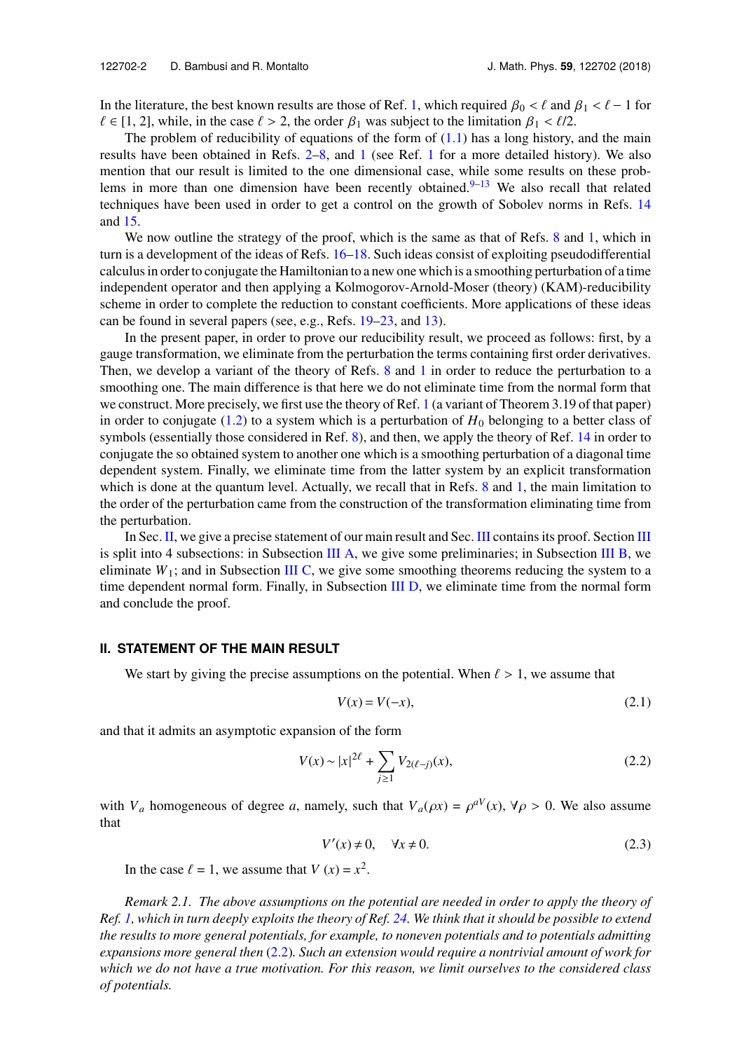In the literature, the best known results are those of Ref. 1, which required $\beta_0 < \ell$ and $\beta_1 < \ell - 1$ for $\ell \in [1, 2]$, while, in the case $\ell > 2$, the order $\beta_1$ was subject to the limitation $\beta_1 < \ell/2$.

The problem of reducibility of equations of the form of (1.1) has a long history, and the main results have been obtained in Refs. 2–8, and 1 (see Ref. 1 for a more detailed history). We also mention that our result is limited to the one dimensional case, while some results on these problems in more than one dimension have been recently obtained.[9–13] We also recall that related techniques have been used in order to get a control on the growth of Sobolev norms in Refs. 14 and 15.

We now outline the strategy of the proof, which is the same as that of Refs. 8 and 1, which in turn is a development of the ideas of Refs. 16–18. Such ideas consist of exploiting pseudodifferential calculus in order to conjugate the Hamiltonian to a new one which is a smoothing perturbation of a time independent operator and then applying a Kolmogorov-Arnold-Moser (theory) (KAM)-reducibility scheme in order to complete the reduction to constant coefficients. More applications of these ideas can be found in several papers (see, e.g., Refs. 19–23, and 13).

In the present paper, in order to prove our reducibility result, we proceed as follows: first, by a gauge transformation, we eliminate from the perturbation the terms containing first order derivatives. Then, we develop a variant of the theory of Refs. 8 and 1 in order to reduce the perturbation to a smoothing one. The main difference is that here we do not eliminate time from the normal form that we construct. More precisely, we first use the theory of Ref. 1 (a variant of Theorem 3.19 of that paper) in order to conjugate (1.2) to a system which is a perturbation of $H_0$ belonging to a better class of symbols (essentially those considered in Ref. 8), and then, we apply the theory of Ref. 14 in order to conjugate the so obtained system to another one which is a smoothing perturbation of a diagonal time dependent system. Finally, we eliminate time from the latter system by an explicit transformation which is done at the quantum level. Actually, we recall that in Refs. 8 and 1, the main limitation to the order of the perturbation came from the construction of the transformation eliminating time from the perturbation.

In Sec. II, we give a precise statement of our main result and Sec. III contains its proof. Section III is split into 4 subsections: in Subsection III A, we give some preliminaries; in Subsection III B, we eliminate $W_1$; and in Subsection III C, we give some smoothing theorems reducing the system to a time dependent normal form. Finally, in Subsection III D, we eliminate time from the normal form and conclude the proof.

## II. STATEMENT OF THE MAIN RESULT

We start by giving the precise assumptions on the potential. When $\ell > 1$, we assume that

$$V(x) = V(-x), \tag{2.1}$$

and that it admits an asymptotic expansion of the form

$$V(x) \sim |x|^{2\ell} + \sum_{j \geq 1} V_{2(\ell - j)}(x), \tag{2.2}$$

with $V_a$ homogeneous of degree $a$, namely, such that $V_a(\rho x) = \rho^{a V}(x)$, $\forall \rho > 0$. We also assume that

$$V'(x) \neq 0, \quad \forall x \neq 0. \tag{2.3}$$

In the case $\ell = 1$, we assume that $V(x) = x^2$.

*Remark 2.1. The above assumptions on the potential are needed in order to apply the theory of Ref. 1, which in turn deeply exploits the theory of Ref. 24. We think that it should be possible to extend the results to more general potentials, for example, to noneven potentials and to potentials admitting expansions more general then (2.2). Such an extension would require a nontrivial amount of work for which we do not have a true motivation. For this reason, we limit ourselves to the considered class of potentials.*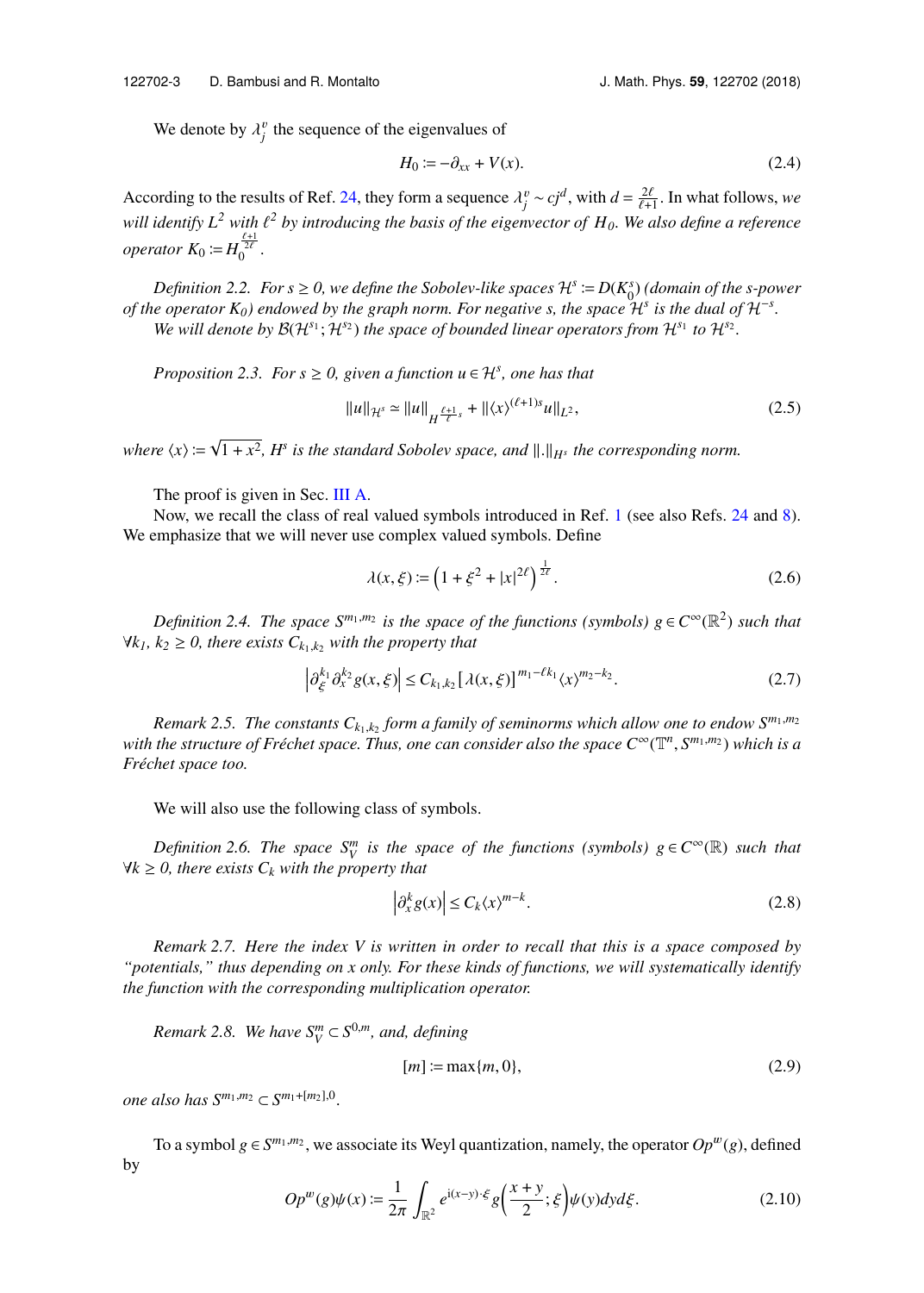We denote by $\lambda_j^v$ the sequence of the eigenvalues of

$$H_0 := -\partial_{xx} + V(x). \tag{2.4}$$

According to the results of Ref. 24, they form a sequence $\lambda_j^v \sim cj^d$, with $d = \frac{2\ell}{\ell+1}$. In what follows, *we will identify $L^2$ with $\ell^2$ by introducing the basis of the eigenvector of $H_0$. We also define a reference operator $K_0 := H_0^{\frac{\ell+1}{2\ell}}$.*

*Definition 2.2. For $s \geq 0$, we define the Sobolev-like spaces $\mathcal{H}^s := D(K_0^s)$ (domain of the s-power of the operator $K_0$) endowed by the graph norm. For negative s, the space $\mathcal{H}^s$ is the dual of $\mathcal{H}^{-s}$.*
*We will denote by $\mathcal{B}(\mathcal{H}^{s_1}; \mathcal{H}^{s_2})$ the space of bounded linear operators from $\mathcal{H}^{s_1}$ to $\mathcal{H}^{s_2}$.*

*Proposition 2.3. For $s \geq 0$, given a function $u \in \mathcal{H}^s$, one has that*

$$\|u\|_{\mathcal{H}^s} \simeq \|u\|_{H^{\frac{\ell+1}{\ell}s}} + \|\langle x \rangle^{(\ell+1)s} u\|_{L^2}, \tag{2.5}$$

*where $\langle x \rangle := \sqrt{1+x^2}$, $H^s$ is the standard Sobolev space, and $\|.\|_{H^s}$ the corresponding norm.*

The proof is given in Sec. III A.

Now, we recall the class of real valued symbols introduced in Ref. 1 (see also Refs. 24 and 8). We emphasize that we will never use complex valued symbols. Define

$$\lambda(x,\xi) := \left(1 + \xi^2 + |x|^{2\ell}\right)^{\frac{1}{2\ell}}. \tag{2.6}$$

*Definition 2.4. The space $S^{m_1,m_2}$ is the space of the functions (symbols) $g \in C^\infty(\mathbb{R}^2)$ such that $\forall k_1, k_2 \geq 0$, there exists $C_{k_1,k_2}$ with the property that*

$$\left|\partial_\xi^{k_1}\partial_x^{k_2} g(x,\xi)\right| \leq C_{k_1,k_2}\left[\lambda(x,\xi)\right]^{m_1-\ell k_1}\langle x \rangle^{m_2-k_2}. \tag{2.7}$$

*Remark 2.5. The constants $C_{k_1,k_2}$ form a family of seminorms which allow one to endow $S^{m_1,m_2}$ with the structure of Fréchet space. Thus, one can consider also the space $C^\infty(\mathbb{T}^n, S^{m_1,m_2})$ which is a Fréchet space too.*

We will also use the following class of symbols.

*Definition 2.6. The space $S_V^m$ is the space of the functions (symbols) $g \in C^\infty(\mathbb{R})$ such that $\forall k \geq 0$, there exists $C_k$ with the property that*

$$\left|\partial_x^k g(x)\right| \leq C_k \langle x \rangle^{m-k}. \tag{2.8}$$

*Remark 2.7. Here the index V is written in order to recall that this is a space composed by "potentials," thus depending on x only. For these kinds of functions, we will systematically identify the function with the corresponding multiplication operator.*

*Remark 2.8. We have $S_V^m \subset S^{0,m}$, and, defining*

$$[m] := \max\{m, 0\}, \tag{2.9}$$

*one also has $S^{m_1,m_2} \subset S^{m_1+[m_2],0}$.*

To a symbol $g \in S^{m_1,m_2}$, we associate its Weyl quantization, namely, the operator $Op^w(g)$, defined by

$$Op^w(g)\psi(x) := \frac{1}{2\pi}\int_{\mathbb{R}^2} e^{\mathrm{i}(x-y)\cdot\xi} g\left(\frac{x+y}{2};\xi\right)\psi(y)dyd\xi. \tag{2.10}$$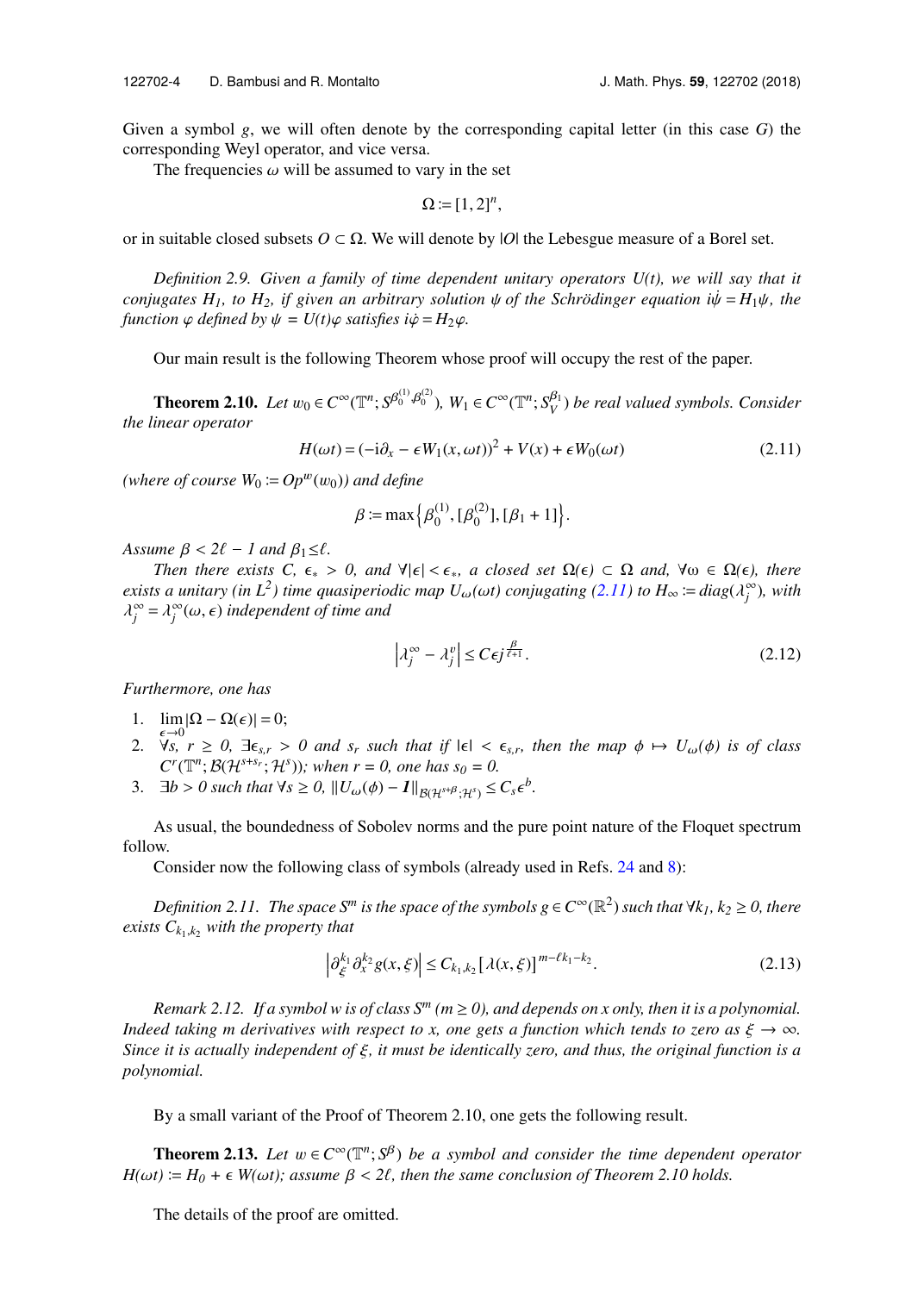Given a symbol $g$, we will often denote by the corresponding capital letter (in this case $G$) the corresponding Weyl operator, and vice versa.

The frequencies $\omega$ will be assumed to vary in the set

$$\Omega := [1, 2]^n,$$

or in suitable closed subsets $O \subset \Omega$. We will denote by $|O|$ the Lebesgue measure of a Borel set.

*Definition 2.9. Given a family of time dependent unitary operators $U(t)$, we will say that it conjugates $H_1$, to $H_2$, if given an arbitrary solution $\psi$ of the Schrödinger equation $i\dot{\psi} = H_1\psi$, the function $\varphi$ defined by $\psi = U(t)\varphi$ satisfies $i\dot{\varphi} = H_2\varphi$.*

Our main result is the following Theorem whose proof will occupy the rest of the paper.

**Theorem 2.10.** *Let $w_0 \in C^\infty(\mathbb{T}^n; S_0^{\beta_0^{(1)},\beta_0^{(2)}})$, $W_1 \in C^\infty(\mathbb{T}^n; S_V^{\beta_1})$ be real valued symbols. Consider the linear operator*

$$H(\omega t) = (-\mathrm{i}\partial_x - \epsilon W_1(x, \omega t))^2 + V(x) + \epsilon W_0(\omega t) \tag{2.11}$$

*(where of course $W_0 := Op^w(w_0)$) and define*

$$\beta := \max\left\{\beta_0^{(1)}, [\beta_0^{(2)}], [\beta_1 + 1]\right\}.$$

*Assume $\beta < 2\ell - 1$ and $\beta_1 \leq \ell$.*

*Then there exists $C$, $\epsilon_* > 0$, and $\forall|\epsilon| < \epsilon_*$, a closed set $\Omega(\epsilon) \subset \Omega$ and, $\forall \omega \in \Omega(\epsilon)$, there exists a unitary (in $L^2$) time quasiperiodic map $U_\omega(\omega t)$ conjugating (2.11) to $H_\infty := diag(\lambda_j^\infty)$, with $\lambda_j^\infty = \lambda_j^\infty(\omega, \epsilon)$ independent of time and*

$$\left|\lambda_j^\infty - \lambda_j^v\right| \leq C\epsilon j^{\frac{\beta}{\ell+1}}. \tag{2.12}$$

*Furthermore, one has*

1. $\lim_{\epsilon \to 0} |\Omega - \Omega(\epsilon)| = 0$;
2. $\forall s,\ r \geq 0$, $\exists \epsilon_{s,r} > 0$ *and $s_r$ such that if $|\epsilon| < \epsilon_{s,r}$, then the map $\phi \mapsto U_\omega(\phi)$ is of class $C^r(\mathbb{T}^n; \mathcal{B}(\mathcal{H}^{s+s_r}; \mathcal{H}^s))$; when $r = 0$, one has $s_0 = 0$.*
3. $\exists b > 0$ *such that $\forall s \geq 0$, $\|U_\omega(\phi) - \boldsymbol{I}\|_{\mathcal{B}(\mathcal{H}^{s+\beta};\mathcal{H}^s)} \leq C_s\epsilon^b$.*

As usual, the boundedness of Sobolev norms and the pure point nature of the Floquet spectrum follow.

Consider now the following class of symbols (already used in Refs. 24 and 8):

*Definition 2.11. The space $S^m$ is the space of the symbols $g \in C^\infty(\mathbb{R}^2)$ such that $\forall k_1, k_2 \geq 0$, there exists $C_{k_1,k_2}$ with the property that*

$$\left|\partial_\xi^{k_1}\partial_x^{k_2} g(x, \xi)\right| \leq C_{k_1,k_2}\left[\lambda(x, \xi)\right]^{m - \ell k_1 - k_2}. \tag{2.13}$$

*Remark 2.12. If a symbol $w$ is of class $S^m$ ($m \geq 0$), and depends on $x$ only, then it is a polynomial. Indeed taking $m$ derivatives with respect to $x$, one gets a function which tends to zero as $\xi \to \infty$. Since it is actually independent of $\xi$, it must be identically zero, and thus, the original function is a polynomial.*

By a small variant of the Proof of Theorem 2.10, one gets the following result.

**Theorem 2.13.** *Let $w \in C^\infty(\mathbb{T}^n; S^\beta)$ be a symbol and consider the time dependent operator $H(\omega t) := H_0 + \epsilon W(\omega t)$; assume $\beta < 2\ell$, then the same conclusion of Theorem 2.10 holds.*

The details of the proof are omitted.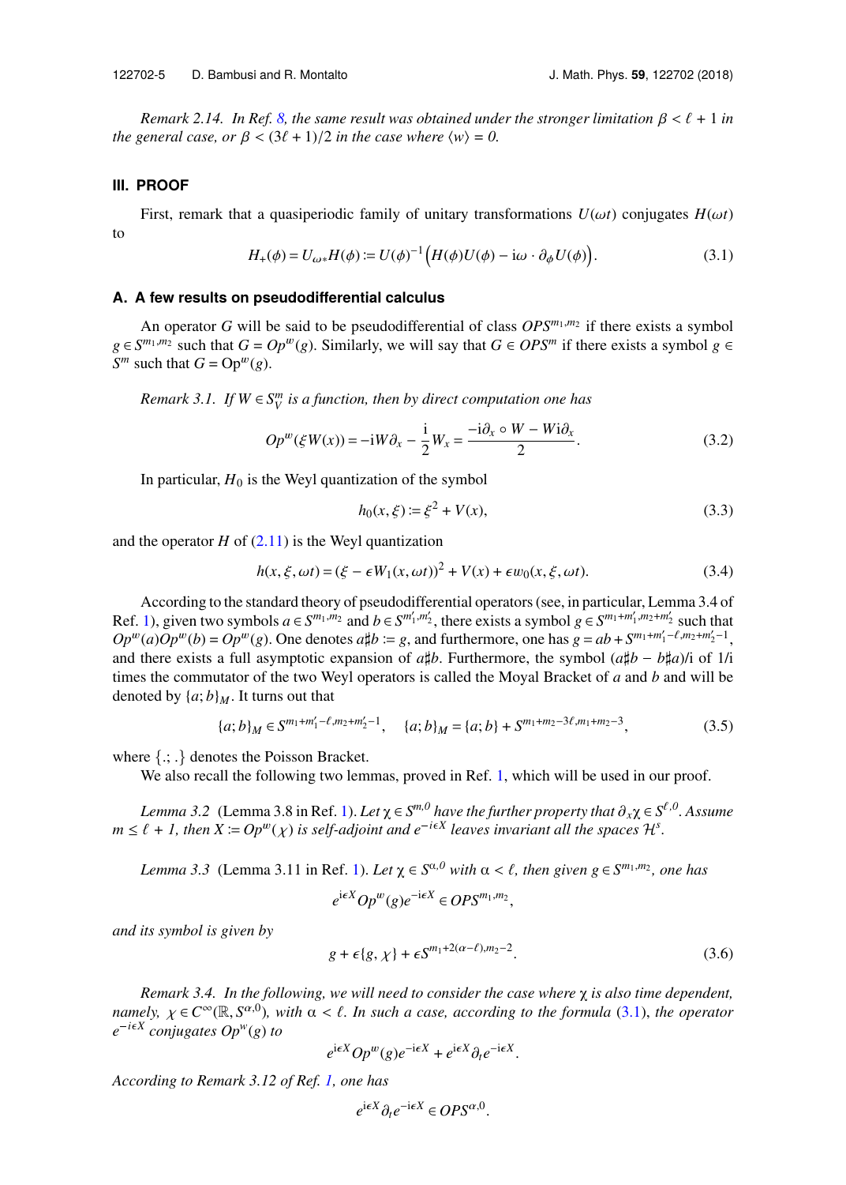*Remark 2.14. In Ref. 8, the same result was obtained under the stronger limitation $\beta < \ell + 1$ in the general case, or $\beta < (3\ell + 1)/2$ in the case where $\langle w \rangle = 0$.*

## III. PROOF

First, remark that a quasiperiodic family of unitary transformations $U(\omega t)$ conjugates $H(\omega t)$ to

$$H_+(\phi) = U_{\omega *}H(\phi) := U(\phi)^{-1}\Big(H(\phi)U(\phi) - \mathrm{i}\omega \cdot \partial_\phi U(\phi)\Big). \tag{3.1}$$

### A. A few results on pseudodifferential calculus

An operator $G$ will be said to be pseudodifferential of class $OPS^{m_1,m_2}$ if there exists a symbol $g \in S^{m_1,m_2}$ such that $G = Op^w(g)$. Similarly, we will say that $G \in OPS^m$ if there exists a symbol $g \in S^m$ such that $G = \mathrm{Op}^w(g)$.

*Remark 3.1. If $W \in S^m_V$ is a function, then by direct computation one has*

$$Op^w(\xi W(x)) = -\mathrm{i}W\partial_x - \frac{\mathrm{i}}{2}W_x = \frac{-\mathrm{i}\partial_x \circ W - W\mathrm{i}\partial_x}{2}. \tag{3.2}$$

In particular, $H_0$ is the Weyl quantization of the symbol

$$h_0(x,\xi) := \xi^2 + V(x), \tag{3.3}$$

and the operator $H$ of (2.11) is the Weyl quantization

$$h(x,\xi,\omega t) = (\xi - \epsilon W_1(x,\omega t))^2 + V(x) + \epsilon w_0(x,\xi,\omega t). \tag{3.4}$$

According to the standard theory of pseudodifferential operators (see, in particular, Lemma 3.4 of Ref. 1), given two symbols $a \in S^{m_1,m_2}$ and $b \in S^{m_1',m_2'}$, there exists a symbol $g \in S^{m_1+m_1',m_2+m_2'}$ such that $Op^w(a)Op^w(b) = Op^w(g)$. One denotes $a\sharp b := g$, and furthermore, one has $g = ab + S^{m_1+m_1'-\ell,m_2+m_2'-1}$, and there exists a full asymptotic expansion of $a\sharp b$. Furthermore, the symbol $(a\sharp b - b\sharp a)/\mathrm{i}$ of $1/\mathrm{i}$ times the commutator of the two Weyl operators is called the Moyal Bracket of $a$ and $b$ and will be denoted by $\{a;b\}_M$. It turns out that

$$\{a;b\}_M \in S^{m_1+m_1'-\ell,m_2+m_2'-1}, \quad \{a;b\}_M = \{a;b\} + S^{m_1+m_2-3\ell,m_1+m_2-3}, \tag{3.5}$$

where $\{.;.\}$ denotes the Poisson Bracket.

We also recall the following two lemmas, proved in Ref. 1, which will be used in our proof.

*Lemma 3.2* (Lemma 3.8 in Ref. 1). *Let $\chi \in S^{m,0}$ have the further property that $\partial_x\chi \in S^{\ell,0}$. Assume $m \le \ell + 1$, then $X := Op^w(\chi)$ is self-adjoint and $e^{-\mathrm{i}\epsilon X}$ leaves invariant all the spaces $\mathcal{H}^s$.*

*Lemma 3.3* (Lemma 3.11 in Ref. 1). *Let $\chi \in S^{\alpha,0}$ with $\alpha < \ell$, then given $g \in S^{m_1,m_2}$, one has*

$$e^{\mathrm{i}\epsilon X}Op^w(g)e^{-\mathrm{i}\epsilon X} \in OPS^{m_1,m_2},$$

*and its symbol is given by*

$$g + \epsilon\{g,\chi\} + \epsilon S^{m_1+2(\alpha-\ell),m_2-2}. \tag{3.6}$$

*Remark 3.4. In the following, we will need to consider the case where $\chi$ is also time dependent, namely, $\chi \in C^\infty(\mathbb{R}, S^{\alpha,0})$, with $\alpha < \ell$. In such a case, according to the formula (3.1), the operator $e^{-\mathrm{i}\epsilon X}$ conjugates $Op^w(g)$ to*

$$e^{\mathrm{i}\epsilon X}Op^w(g)e^{-\mathrm{i}\epsilon X} + e^{\mathrm{i}\epsilon X}\partial_t e^{-\mathrm{i}\epsilon X}.$$

*According to Remark 3.12 of Ref. 1, one has*

$$e^{\mathrm{i}\epsilon X}\partial_t e^{-\mathrm{i}\epsilon X} \in OPS^{\alpha,0}.$$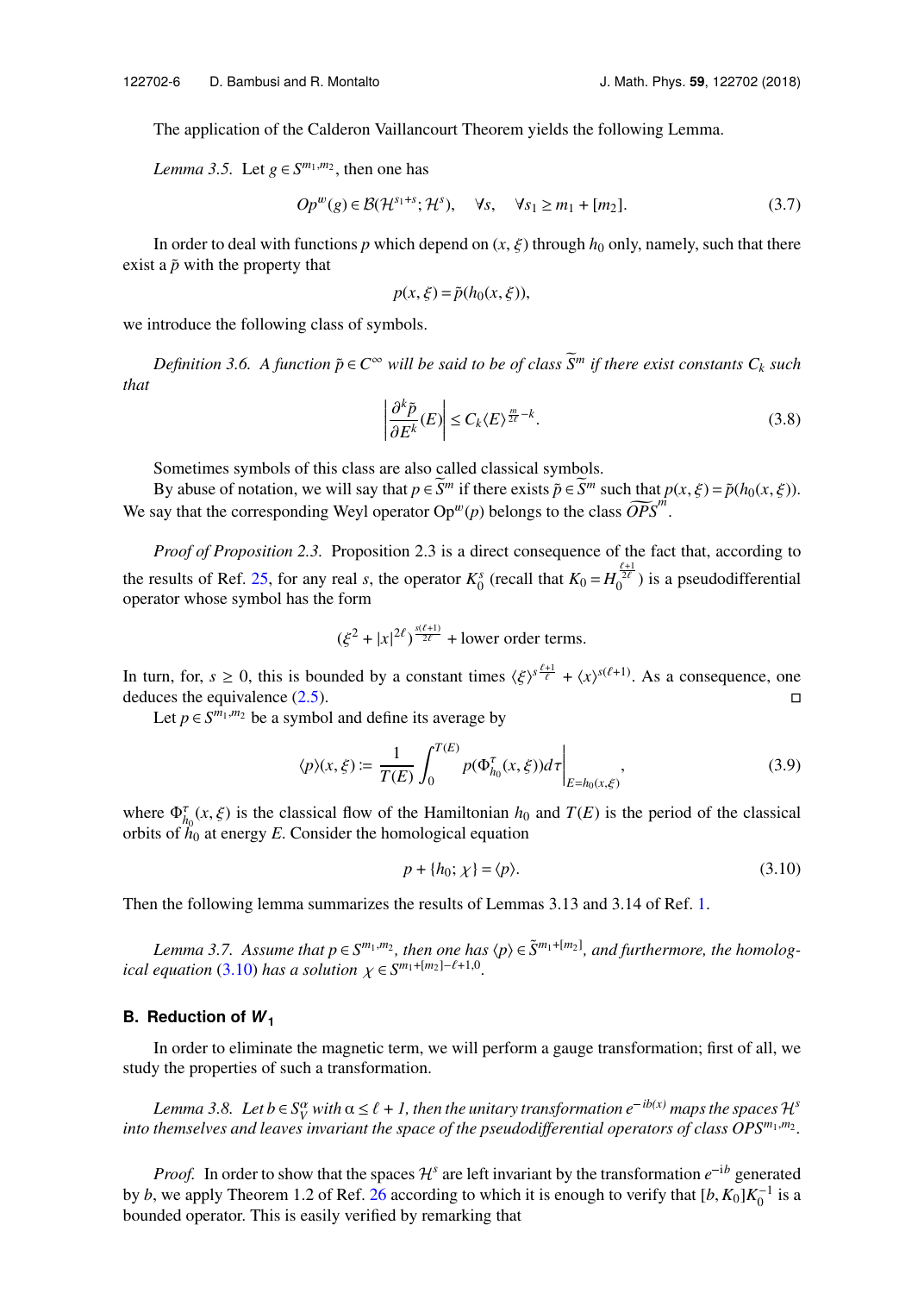The application of the Calderon Vaillancourt Theorem yields the following Lemma.

*Lemma 3.5.* Let $g \in S^{m_1,m_2}$, then one has

$$Op^w(g) \in \mathcal{B}(\mathcal{H}^{s_1+s}; \mathcal{H}^s), \quad \forall s, \quad \forall s_1 \geq m_1 + [m_2]. \tag{3.7}$$

In order to deal with functions $p$ which depend on $(x, \xi)$ through $h_0$ only, namely, such that there exist a $\tilde{p}$ with the property that

$$p(x, \xi) = \tilde{p}(h_0(x, \xi)),$$

we introduce the following class of symbols.

*Definition 3.6. A function $\tilde{p} \in C^\infty$ will be said to be of class $\widetilde{S}^m$ if there exist constants $C_k$ such that*

$$\left| \frac{\partial^k \tilde{p}}{\partial E^k}(E) \right| \leq C_k \langle E \rangle^{\frac{m}{2\ell} - k}. \tag{3.8}$$

Sometimes symbols of this class are also called classical symbols.

By abuse of notation, we will say that $p \in \widetilde{S}^m$ if there exists $\tilde{p} \in \widetilde{S}^m$ such that $p(x, \xi) = \tilde{p}(h_0(x, \xi))$. We say that the corresponding Weyl operator $\mathrm{Op}^w(p)$ belongs to the class $\widetilde{OPS}^m$.

*Proof of Proposition 2.3.* Proposition 2.3 is a direct consequence of the fact that, according to the results of Ref. 25, for any real $s$, the operator $K_0^s$ (recall that $K_0 = H_0^{\frac{\ell+1}{2\ell}}$) is a pseudodifferential operator whose symbol has the form

$$(\xi^2 + |x|^{2\ell})^{\frac{s(\ell+1)}{2\ell}} + \text{lower order terms}.$$

In turn, for, $s \geq 0$, this is bounded by a constant times $\langle \xi \rangle^{s\frac{\ell+1}{\ell}} + \langle x \rangle^{s(\ell+1)}$. As a consequence, one deduces the equivalence (2.5). □

Let $p \in S^{m_1,m_2}$ be a symbol and define its average by

$$\langle p \rangle(x, \xi) := \frac{1}{T(E)} \int_0^{T(E)} p(\Phi_{h_0}^\tau(x, \xi)) d\tau \bigg|_{E = h_0(x,\xi)}, \tag{3.9}$$

where $\Phi_{h_0}^\tau(x, \xi)$ is the classical flow of the Hamiltonian $h_0$ and $T(E)$ is the period of the classical orbits of $h_0$ at energy $E$. Consider the homological equation

$$p + \{h_0; \chi\} = \langle p \rangle. \tag{3.10}$$

Then the following lemma summarizes the results of Lemmas 3.13 and 3.14 of Ref. 1.

*Lemma 3.7. Assume that $p \in S^{m_1,m_2}$, then one has $\langle p \rangle \in \tilde{S}^{m_1+[m_2]}$, and furthermore, the homological equation (3.10) has a solution $\chi \in S^{m_1+[m_2]-\ell+1,0}$.*

## B. Reduction of $W_1$

In order to eliminate the magnetic term, we will perform a gauge transformation; first of all, we study the properties of such a transformation.

*Lemma 3.8. Let $b \in S_V^\alpha$ with $\alpha \leq \ell + 1$, then the unitary transformation $e^{-ib(x)}$ maps the spaces $\mathcal{H}^s$ into themselves and leaves invariant the space of the pseudodifferential operators of class $OPS^{m_1,m_2}$.*

*Proof.* In order to show that the spaces $\mathcal{H}^s$ are left invariant by the transformation $e^{-ib}$ generated by $b$, we apply Theorem 1.2 of Ref. 26 according to which it is enough to verify that $[b, K_0]K_0^{-1}$ is a bounded operator. This is easily verified by remarking that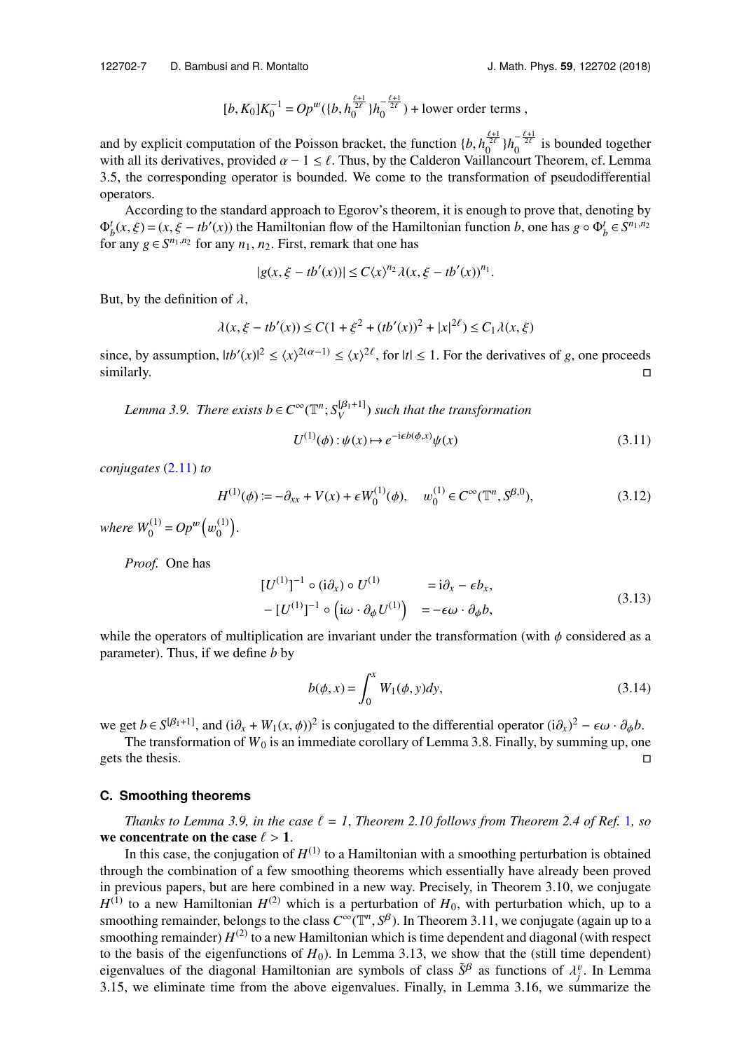$$[b, K_0]K_0^{-1} = Op^w(\{b, h_0^{\frac{\ell+1}{2\ell}}\}h_0^{-\frac{\ell+1}{2\ell}}) + \text{lower order terms },$$

and by explicit computation of the Poisson bracket, the function $\{b, h_0^{\frac{\ell+1}{2\ell}}\}h_0^{-\frac{\ell+1}{2\ell}}$ is bounded together with all its derivatives, provided $\alpha - 1 \leq \ell$. Thus, by the Calderon Vaillancourt Theorem, cf. Lemma 3.5, the corresponding operator is bounded. We come to the transformation of pseudodifferential operators.

According to the standard approach to Egorov's theorem, it is enough to prove that, denoting by $\Phi_b^t(x, \xi) = (x, \xi - tb'(x))$ the Hamiltonian flow of the Hamiltonian function $b$, one has $g \circ \Phi_b^t \in S^{n_1,n_2}$ for any $g \in S^{n_1,n_2}$ for any $n_1, n_2$. First, remark that one has

$$|g(x, \xi - tb'(x))| \leq C\langle x\rangle^{n_2}\lambda(x, \xi - tb'(x))^{n_1}.$$

But, by the definition of $\lambda$,

$$\lambda(x, \xi - tb'(x)) \leq C(1 + \xi^2 + (tb'(x))^2 + |x|^{2\ell}) \leq C_1\lambda(x, \xi)$$

since, by assumption, $|tb'(x)|^2 \leq \langle x\rangle^{2(\alpha-1)} \leq \langle x\rangle^{2\ell}$, for $|t| \leq 1$. For the derivatives of $g$, one proceeds similarly. □

*Lemma 3.9. There exists $b \in C^\infty(\mathbb{T}^n; S_V^{[\beta_1+1]})$ such that the transformation*

$$U^{(1)}(\phi) : \psi(x) \mapsto e^{-i\epsilon b(\phi,x)}\psi(x) \tag{3.11}$$

*conjugates* (2.11) *to*

$$H^{(1)}(\phi) := -\partial_{xx} + V(x) + \epsilon W_0^{(1)}(\phi), \quad w_0^{(1)} \in C^\infty(\mathbb{T}^n, S^{\beta,0}), \tag{3.12}$$

*where $W_0^{(1)} = Op^w\left(w_0^{(1)}\right)$.*

*Proof.* One has

$$\begin{aligned} [U^{(1)}]^{-1} \circ (i\partial_x) \circ U^{(1)} &= i\partial_x - \epsilon b_x, \\ - [U^{(1)}]^{-1} \circ \left(i\omega \cdot \partial_\phi U^{(1)}\right) &= -\epsilon\omega \cdot \partial_\phi b, \end{aligned} \tag{3.13}$$

while the operators of multiplication are invariant under the transformation (with $\phi$ considered as a parameter). Thus, if we define $b$ by

$$b(\phi, x) = \int_0^x W_1(\phi, y)dy, \tag{3.14}$$

we get $b \in S^{[\beta_1+1]}$, and $(i\partial_x + W_1(x, \phi))^2$ is conjugated to the differential operator $(i\partial_x)^2 - \epsilon\omega \cdot \partial_\phi b$.

The transformation of $W_0$ is an immediate corollary of Lemma 3.8. Finally, by summing up, one gets the thesis. □

### C. Smoothing theorems

*Thanks to Lemma 3.9, in the case $\ell = 1$, Theorem 2.10 follows from Theorem 2.4 of Ref. 1, so* **we concentrate on the case $\ell > 1$**.

In this case, the conjugation of $H^{(1)}$ to a Hamiltonian with a smoothing perturbation is obtained through the combination of a few smoothing theorems which essentially have already been proved in previous papers, but are here combined in a new way. Precisely, in Theorem 3.10, we conjugate $H^{(1)}$ to a new Hamiltonian $H^{(2)}$ which is a perturbation of $H_0$, with perturbation which, up to a smoothing remainder, belongs to the class $C^\infty(\mathbb{T}^n, S^\beta)$. In Theorem 3.11, we conjugate (again up to a smoothing remainder) $H^{(2)}$ to a new Hamiltonian which is time dependent and diagonal (with respect to the basis of the eigenfunctions of $H_0$). In Lemma 3.13, we show that the (still time dependent) eigenvalues of the diagonal Hamiltonian are symbols of class $\tilde{S}^\beta$ as functions of $\lambda_j^v$. In Lemma 3.15, we eliminate time from the above eigenvalues. Finally, in Lemma 3.16, we summarize the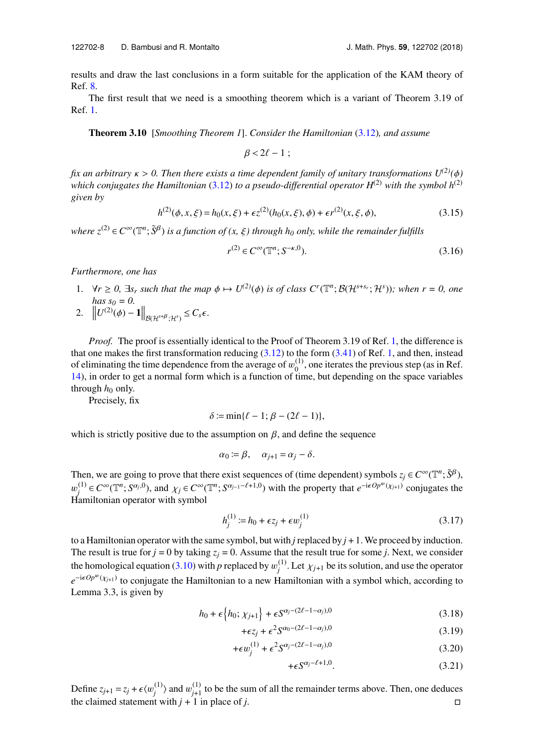results and draw the last conclusions in a form suitable for the application of the KAM theory of Ref. 8.

The first result that we need is a smoothing theorem which is a variant of Theorem 3.19 of Ref. 1.

**Theorem 3.10** [*Smoothing Theorem 1*]. *Consider the Hamiltonian (3.12), and assume*

$$\beta < 2\ell - 1\,;$$

*fix an arbitrary $\kappa > 0$. Then there exists a time dependent family of unitary transformations $U^{(2)}(\phi)$ which conjugates the Hamiltonian (3.12) to a pseudo-differential operator $H^{(2)}$ with the symbol $h^{(2)}$ given by*

$$h^{(2)}(\phi, x, \xi) = h_0(x, \xi) + \epsilon z^{(2)}(h_0(x, \xi), \phi) + \epsilon r^{(2)}(x, \xi, \phi), \tag{3.15}$$

*where $z^{(2)} \in C^\infty(\mathbb{T}^n; \tilde{S}^\beta)$ is a function of $(x, \xi)$ through $h_0$ only, while the remainder fulfills*

$$r^{(2)} \in C^\infty(\mathbb{T}^n; S^{-\kappa,0}). \tag{3.16}$$

*Furthermore, one has*

1. $\forall r \geq 0$, $\exists s_r$ *such that the map $\phi \mapsto U^{(2)}(\phi)$ is of class $C^r(\mathbb{T}^n; \mathcal{B}(\mathcal{H}^{s+s_r}; \mathcal{H}^s))$; when $r = 0$, one has $s_0 = 0$.*
2. $\left\| U^{(2)}(\phi) - \mathbf{1} \right\|_{\mathcal{B}(\mathcal{H}^{s+\beta}; \mathcal{H}^s)} \leq C_s \epsilon.$

*Proof.* The proof is essentially identical to the Proof of Theorem 3.19 of Ref. 1, the difference is that one makes the first transformation reducing (3.12) to the form (3.41) of Ref. 1, and then, instead of eliminating the time dependence from the average of $w_0^{(1)}$, one iterates the previous step (as in Ref. 14), in order to get a normal form which is a function of time, but depending on the space variables through $h_0$ only.

Precisely, fix

$$\delta := \min\{\ell - 1; \beta - (2\ell - 1)\},$$

which is strictly positive due to the assumption on $\beta$, and define the sequence

$$\alpha_0 := \beta, \quad \alpha_{j+1} = \alpha_j - \delta.$$

Then, we are going to prove that there exist sequences of (time dependent) symbols $z_j \in C^\infty(\mathbb{T}^n; \tilde{S}^\beta)$, $w_j^{(1)} \in C^\infty(\mathbb{T}^n; S^{\alpha_j,0})$, and $\chi_j \in C^\infty(\mathbb{T}^n; S^{\alpha_j-1-\ell+1,0})$ with the property that $e^{-i\epsilon Op^w(\chi_{j+1})}$ conjugates the Hamiltonian operator with symbol

$$h_j^{(1)} := h_0 + \epsilon z_j + \epsilon w_j^{(1)} \tag{3.17}$$

to a Hamiltonian operator with the same symbol, but with $j$ replaced by $j + 1$. We proceed by induction. The result is true for $j = 0$ by taking $z_j = 0$. Assume that the result true for some $j$. Next, we consider the homological equation (3.10) with $p$ replaced by $w_j^{(1)}$. Let $\chi_{j+1}$ be its solution, and use the operator $e^{-i\epsilon Op^w(\chi_{j+1})}$ to conjugate the Hamiltonian to a new Hamiltonian with a symbol which, according to Lemma 3.3, is given by

$$h_0 + \epsilon\left\{h_0; \chi_{j+1}\right\} + \epsilon S^{\alpha_j-(2\ell-1-\alpha_j),0} \tag{3.18}$$

$$+\epsilon z_j + \epsilon^2 S^{\alpha_0-(2\ell-1-\alpha_j),0} \tag{3.19}$$

$$+\epsilon w_j^{(1)} + \epsilon^2 S^{\alpha_j-(2\ell-1-\alpha_j),0} \tag{3.20}$$

$$+\epsilon S^{\alpha_j-\ell+1,0}. \tag{3.21}$$

Define $z_{j+1} = z_j + \epsilon\langle w_j^{(1)}\rangle$ and $w_{j+1}^{(1)}$ to be the sum of all the remainder terms above. Then, one deduces the claimed statement with $j + 1$ in place of $j$. ◻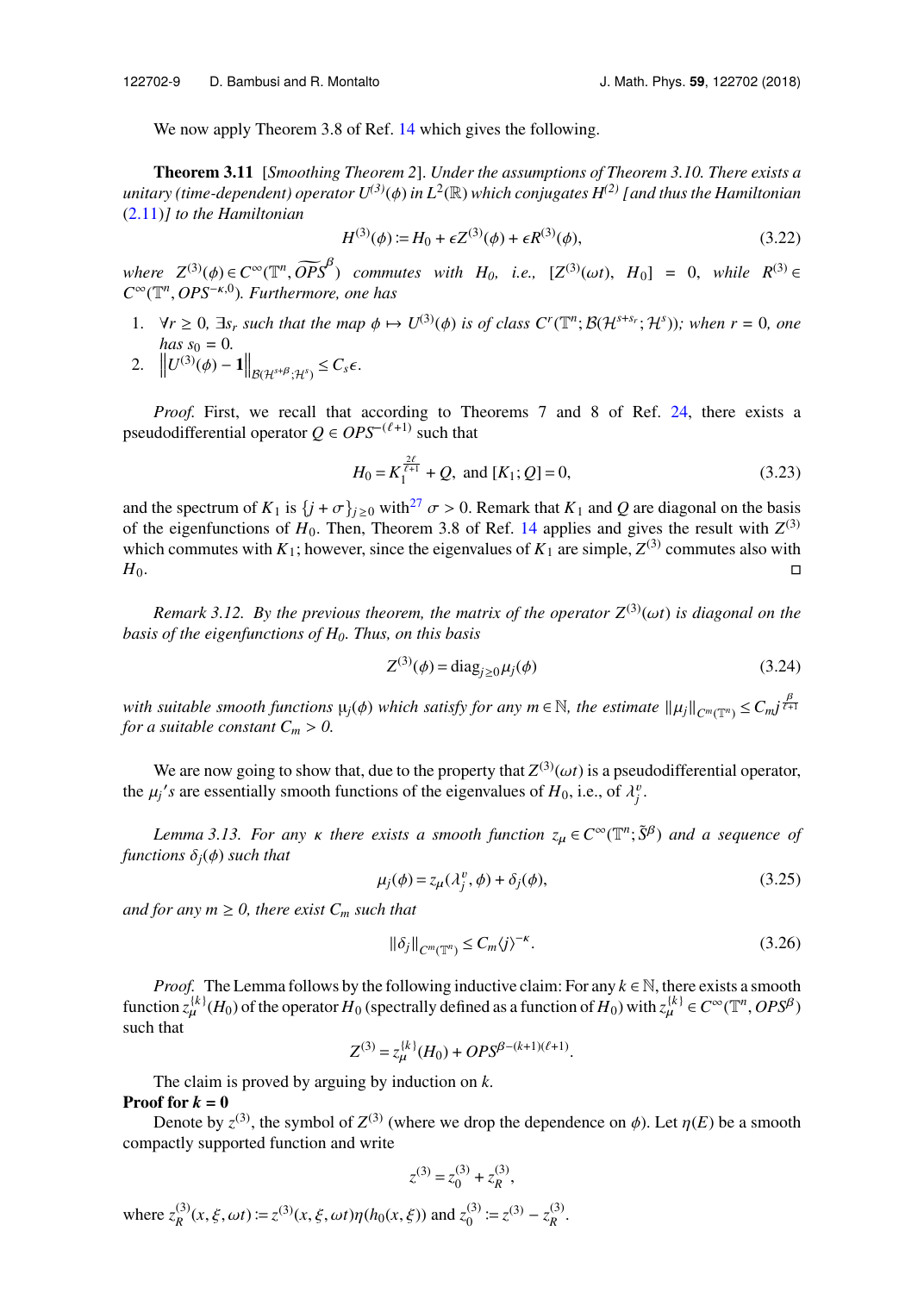We now apply Theorem 3.8 of Ref. 14 which gives the following.

**Theorem 3.11** [*Smoothing Theorem 2*]. *Under the assumptions of Theorem 3.10. There exists a unitary (time-dependent) operator $U^{(3)}(\phi)$ in $L^2(\mathbb{R})$ which conjugates $H^{(2)}$ [and thus the Hamiltonian (2.11)] to the Hamiltonian*

$$H^{(3)}(\phi) := H_0 + \epsilon Z^{(3)}(\phi) + \epsilon R^{(3)}(\phi), \tag{3.22}$$

*where $Z^{(3)}(\phi) \in C^\infty(\mathbb{T}^n, \widetilde{OPS}^\beta)$ commutes with $H_0$, i.e., $[Z^{(3)}(\omega t), H_0] = 0$, while $R^{(3)} \in C^\infty(\mathbb{T}^n, OPS^{-\kappa,0})$. Furthermore, one has*

1. *$\forall r \geq 0$, $\exists s_r$ such that the map $\phi \mapsto U^{(3)}(\phi)$ is of class $C^r(\mathbb{T}^n; \mathcal{B}(\mathcal{H}^{s+s_r}; \mathcal{H}^s))$; when $r = 0$, one has $s_0 = 0$.*
2. *$\left\| U^{(3)}(\phi) - \mathbf{1} \right\|_{\mathcal{B}(\mathcal{H}^{s+\beta}; \mathcal{H}^s)} \leq C_s \epsilon.$*

*Proof.* First, we recall that according to Theorems 7 and 8 of Ref. 24, there exists a pseudodifferential operator $Q \in OPS^{-(\ell+1)}$ such that

$$H_0 = K_1^{\frac{2\ell}{\ell+1}} + Q, \text{ and } [K_1; Q] = 0, \tag{3.23}$$

and the spectrum of $K_1$ is $\{j + \sigma\}_{j \geq 0}$ with[27] $\sigma > 0$. Remark that $K_1$ and $Q$ are diagonal on the basis of the eigenfunctions of $H_0$. Then, Theorem 3.8 of Ref. 14 applies and gives the result with $Z^{(3)}$ which commutes with $K_1$; however, since the eigenvalues of $K_1$ are simple, $Z^{(3)}$ commutes also with $H_0$. □

*Remark 3.12. By the previous theorem, the matrix of the operator $Z^{(3)}(\omega t)$ is diagonal on the basis of the eigenfunctions of $H_0$. Thus, on this basis*

$$Z^{(3)}(\phi) = \text{diag}_{j \geq 0} \mu_j(\phi) \tag{3.24}$$

*with suitable smooth functions $\mu_j(\phi)$ which satisfy for any $m \in \mathbb{N}$, the estimate $\|\mu_j\|_{C^m(\mathbb{T}^n)} \leq C_m j^{\frac{\beta}{\ell+1}}$ for a suitable constant $C_m > 0$.*

We are now going to show that, due to the property that $Z^{(3)}(\omega t)$ is a pseudodifferential operator, the $\mu_j$'s are essentially smooth functions of the eigenvalues of $H_0$, i.e., of $\lambda_j^v$.

*Lemma 3.13. For any $\kappa$ there exists a smooth function $z_\mu \in C^\infty(\mathbb{T}^n; \tilde{S}^\beta)$ and a sequence of functions $\delta_j(\phi)$ such that*

$$\mu_j(\phi) = z_\mu(\lambda_j^v, \phi) + \delta_j(\phi), \tag{3.25}$$

*and for any $m \geq 0$, there exist $C_m$ such that*

$$\|\delta_j\|_{C^m(\mathbb{T}^n)} \leq C_m \langle j \rangle^{-\kappa}. \tag{3.26}$$

*Proof.* The Lemma follows by the following inductive claim: For any $k \in \mathbb{N}$, there exists a smooth function $z_\mu^{\{k\}}(H_0)$ of the operator $H_0$ (spectrally defined as a function of $H_0$) with $z_\mu^{\{k\}} \in C^\infty(\mathbb{T}^n, OPS^\beta)$ such that

$$Z^{(3)} = z_\mu^{\{k\}}(H_0) + OPS^{\beta-(k+1)(\ell+1)}.$$

The claim is proved by arguing by induction on $k$.

**Proof for $k = 0$**

Denote by $z^{(3)}$, the symbol of $Z^{(3)}$ (where we drop the dependence on $\phi$). Let $\eta(E)$ be a smooth compactly supported function and write

$$z^{(3)} = z_0^{(3)} + z_R^{(3)},$$

where $z_R^{(3)}(x, \xi, \omega t) := z^{(3)}(x, \xi, \omega t)\eta(h_0(x, \xi))$ and $z_0^{(3)} := z^{(3)} - z_R^{(3)}$.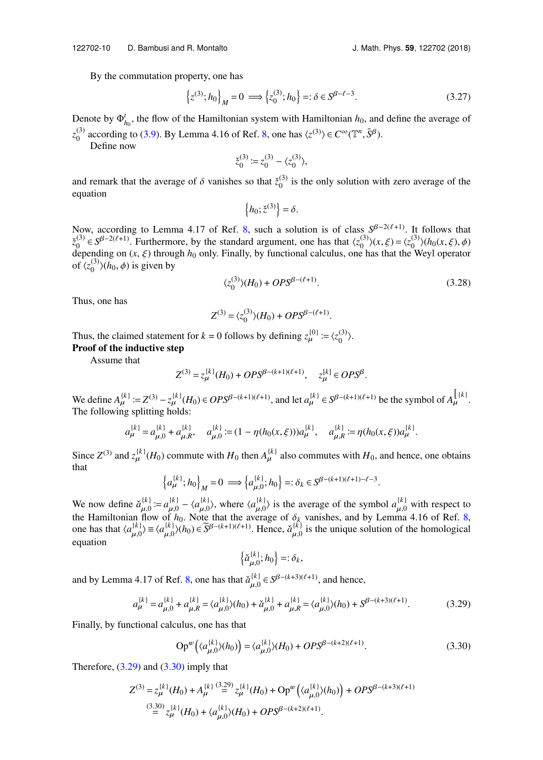By the commutation property, one has

$$\left\{z^{(3)}; h_0\right\}_M = 0 \implies \left\{z_0^{(3)}; h_0\right\} =: \delta \in S^{\beta-\ell-3}. \tag{3.27}$$

Denote by $\Phi^t_{h_0}$ the flow of the Hamiltonian system with Hamiltonian $h_0$, and define the average of $z_0^{(3)}$ according to (3.9). By Lemma 4.16 of Ref. 8, one has $\langle z^{(3)}\rangle \in C^\infty(\mathbb{T}^n, \tilde{S}^\beta)$.

Define now

$$\breve{z}_0^{(3)} := z_0^{(3)} - \langle z_0^{(3)}\rangle,$$

and remark that the average of $\delta$ vanishes so that $\breve{z}_0^{(3)}$ is the only solution with zero average of the equation

$$\left\{h_0; \breve{z}^{(3)}\right\} = \delta.$$

Now, according to Lemma 4.17 of Ref. 8, such a solution is of class $S^{\beta-2(\ell+1)}$. It follows that $\breve{z}_0^{(3)} \in S^{\beta-2(\ell+1)}$. Furthermore, by the standard argument, one has that $\langle z_0^{(3)}\rangle(x,\xi) = \langle z_0^{(3)}\rangle(h_0(x,\xi),\phi)$ depending on $(x,\xi)$ through $h_0$ only. Finally, by functional calculus, one has that the Weyl operator of $\langle z_0^{(3)}\rangle(h_0,\phi)$ is given by

$$\langle z_0^{(3)}\rangle(H_0) + OPS^{\beta-(\ell+1)}. \tag{3.28}$$

Thus, one has

$$Z^{(3)} = \langle z_0^{(3)}\rangle(H_0) + OPS^{\beta-(\ell+1)}.$$

Thus, the claimed statement for $k = 0$ follows by defining $z_\mu^{\{0\}} := \langle z_0^{(3)}\rangle$.

**Proof of the inductive step**

Assume that

$$Z^{(3)} = z_\mu^{\{k\}}(H_0) + OPS^{\beta-(k+1)(\ell+1)}, \quad z_\mu^{[k]} \in OPS^\beta.$$

We define $A_\mu^{\{k\}} := Z^{(3)} - z_\mu^{\{k\}}(H_0) \in OPS^{\beta-(k+1)(\ell+1)}$, and let $a_\mu^{\{k\}} \in S^{\beta-(k+1)(\ell+1)}$ be the symbol of $A_\mu^{[\{k\}}$. The following splitting holds:

$$a_\mu^{\{k\}} = a_{\mu,0}^{\{k\}} + a_{\mu,R}^{\{k\}}, \quad a_{\mu,0}^{\{k\}} := (1-\eta(h_0(x,\xi)))a_\mu^{\{k\}}, \quad a_{\mu,R}^{\{k\}} := \eta(h_0(x,\xi))a_\mu^{\{k\}}.$$

Since $Z^{(3)}$ and $z_\mu^{\{k\}}(H_0)$ commute with $H_0$ then $A_\mu^{\{k\}}$ also commutes with $H_0$, and hence, one obtains that

$$\left\{a_\mu^{\{k\}}; h_0\right\}_M = 0 \implies \left\{a_{\mu,0}^{\{k\}}; h_0\right\} =: \delta_k \in S^{\beta-(k+1)(\ell+1)-\ell-3}.$$

We now define $\breve{a}_{\mu,0}^{\{k\}} := a_{\mu,0}^{\{k\}} - \langle a_{\mu,0}^{\{k\}}\rangle$, where $\langle a_{\mu,0}^{\{k\}}\rangle$ is the average of the symbol $a_{\mu,0}^{\{k\}}$ with respect to the Hamiltonian flow of $h_0$. Note that the average of $\delta_k$ vanishes, and by Lemma 4.16 of Ref. 8, one has that $\langle a_{\mu,0}^{\{k\}}\rangle \equiv \langle a_{\mu,0}^{\{k\}}\rangle(h_0) \in \widetilde{S}^{\beta-(k+1)(\ell+1)}$. Hence, $\breve{a}_{\mu,0}^{\{k\}}$ is the unique solution of the homological equation

$$\left\{\breve{a}_{\mu,0}^{\{k\}}; h_0\right\} =: \delta_k,$$

and by Lemma 4.17 of Ref. 8, one has that $\breve{a}_{\mu,0}^{\{k\}} \in S^{\beta-(k+3)(\ell+1)}$, and hence,

$$a_\mu^{\{k\}} = a_{\mu,0}^{\{k\}} + a_{\mu,R}^{\{k\}} = \langle a_{\mu,0}^{\{k\}}\rangle(h_0) + \breve{a}_{\mu,0}^{\{k\}} + a_{\mu,R}^{\{k\}} = \langle a_{\mu,0}^{\{k\}}\rangle(h_0) + S^{\beta-(k+3)(\ell+1)}. \tag{3.29}$$

Finally, by functional calculus, one has that

$$\mathrm{Op}^w\left(\langle a_{\mu,0}^{\{k\}}\rangle(h_0)\right) = \langle a_{\mu,0}^{\{k\}}\rangle(H_0) + OPS^{\beta-(k+2)(\ell+1)}. \tag{3.30}$$

Therefore, (3.29) and (3.30) imply that

$$\begin{aligned} Z^{(3)} &= z_\mu^{\{k\}}(H_0) + A_\mu^{\{k\}} \overset{(3.29)}{=} z_\mu^{\{k\}}(H_0) + \mathrm{Op}^w\left(\langle a_{\mu,0}^{\{k\}}\rangle(h_0)\right) + OPS^{\beta-(k+3)(\ell+1)} \\ &\overset{(3.30)}{=} z_\mu^{\{k\}}(H_0) + \langle a_{\mu,0}^{\{k\}}\rangle(H_0) + OPS^{\beta-(k+2)(\ell+1)}. \end{aligned}$$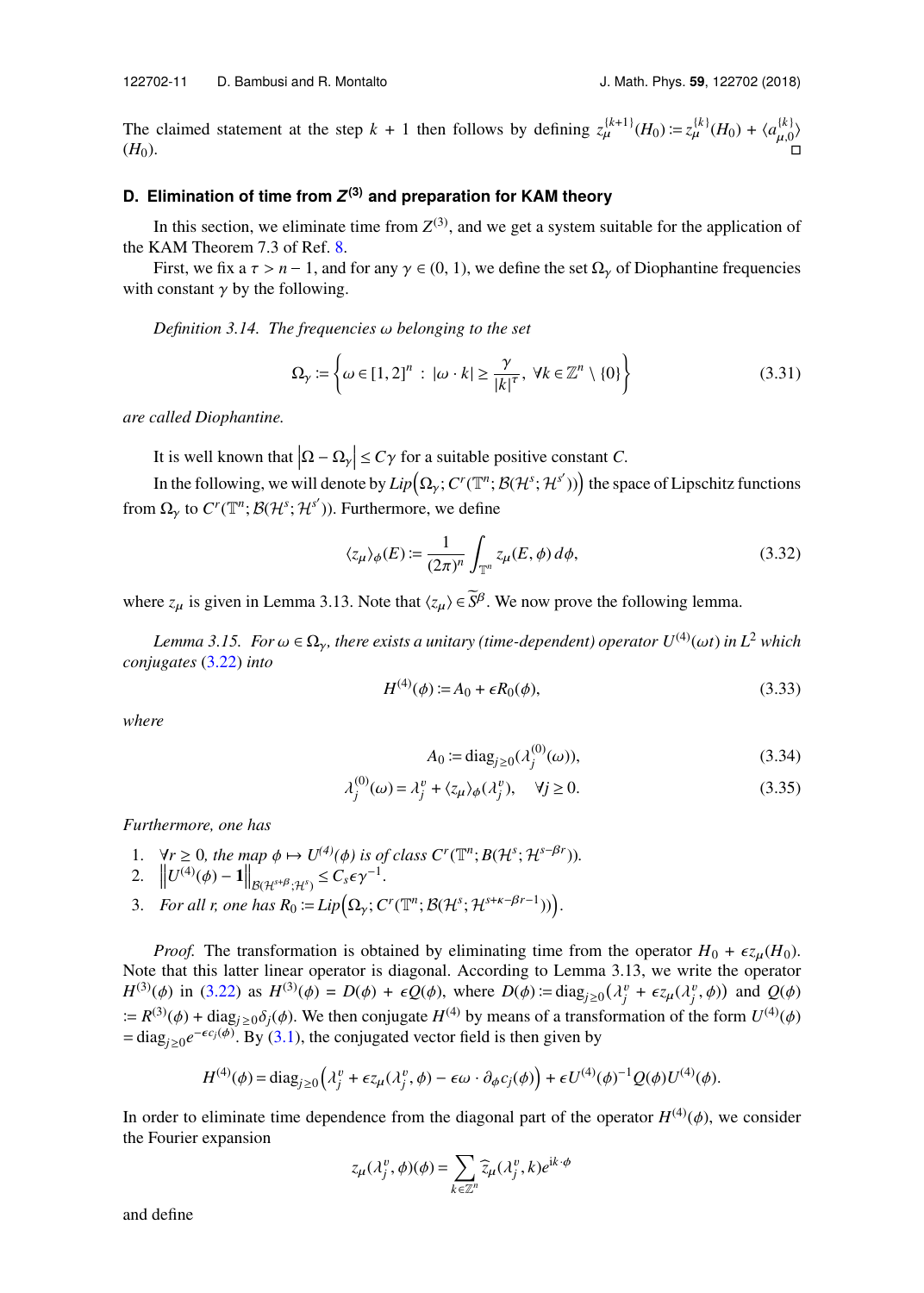The claimed statement at the step $k+1$ then follows by defining $z_\mu^{\{k+1\}}(H_0) := z_\mu^{\{k\}}(H_0) + \langle a_{\mu,0}^{\{k\}} \rangle (H_0)$. □

### D. Elimination of time from $Z^{(3)}$ and preparation for KAM theory

In this section, we eliminate time from $Z^{(3)}$, and we get a system suitable for the application of the KAM Theorem 7.3 of Ref. 8.

First, we fix a $\tau > n-1$, and for any $\gamma \in (0,1)$, we define the set $\Omega_\gamma$ of Diophantine frequencies with constant $\gamma$ by the following.

*Definition 3.14. The frequencies $\omega$ belonging to the set*

$$\Omega_\gamma := \left\{ \omega \in [1,2]^n \, : \, |\omega \cdot k| \geq \frac{\gamma}{|k|^\tau}, \ \forall k \in \mathbb{Z}^n \setminus \{0\} \right\} \tag{3.31}$$

*are called Diophantine.*

It is well known that $\left|\Omega - \Omega_\gamma\right| \leq C\gamma$ for a suitable positive constant $C$.

In the following, we will denote by $Lip\left(\Omega_\gamma; C^r(\mathbb{T}^n; \mathcal{B}(\mathcal{H}^s; \mathcal{H}^{s'}))\right)$ the space of Lipschitz functions from $\Omega_\gamma$ to $C^r(\mathbb{T}^n; \mathcal{B}(\mathcal{H}^s; \mathcal{H}^{s'}))$. Furthermore, we define

$$\langle z_\mu \rangle_\phi (E) := \frac{1}{(2\pi)^n} \int_{\mathbb{T}^n} z_\mu(E, \phi)\, d\phi, \tag{3.32}$$

where $z_\mu$ is given in Lemma 3.13. Note that $\langle z_\mu \rangle \in \widetilde{S}^\beta$. We now prove the following lemma.

*Lemma 3.15. For $\omega \in \Omega_\gamma$, there exists a unitary (time-dependent) operator $U^{(4)}(\omega t)$ in $L^2$ which conjugates (3.22) into*

$$H^{(4)}(\phi) := A_0 + \epsilon R_0(\phi), \tag{3.33}$$

*where*

$$A_0 := \operatorname{diag}_{j \geq 0}(\lambda_j^{(0)}(\omega)), \tag{3.34}$$

$$\lambda_j^{(0)}(\omega) = \lambda_j^v + \langle z_\mu \rangle_\phi (\lambda_j^v), \quad \forall j \geq 0. \tag{3.35}$$

*Furthermore, one has*

1. *$\forall r \geq 0$, the map $\phi \mapsto U^{(4)}(\phi)$ is of class $C^r(\mathbb{T}^n; B(\mathcal{H}^s; \mathcal{H}^{s-\beta r}))$.*
2. *$\left\| U^{(4)}(\phi) - \mathbf{1} \right\|_{\mathcal{B}(\mathcal{H}^{s+\beta}; \mathcal{H}^s)} \leq C_s \epsilon \gamma^{-1}$.*
3. *For all $r$, one has $R_0 := Lip\left(\Omega_\gamma; C^r(\mathbb{T}^n; \mathcal{B}(\mathcal{H}^s; \mathcal{H}^{s+\kappa-\beta r-1}))\right)$.*

*Proof.* The transformation is obtained by eliminating time from the operator $H_0 + \epsilon z_\mu(H_0)$. Note that this latter linear operator is diagonal. According to Lemma 3.13, we write the operator $H^{(3)}(\phi)$ in (3.22) as $H^{(3)}(\phi) = D(\phi) + \epsilon Q(\phi)$, where $D(\phi) := \operatorname{diag}_{j \geq 0}\left(\lambda_j^v + \epsilon z_\mu(\lambda_j^v, \phi)\right)$ and $Q(\phi) := R^{(3)}(\phi) + \operatorname{diag}_{j \geq 0} \delta_j(\phi)$. We then conjugate $H^{(4)}$ by means of a transformation of the form $U^{(4)}(\phi) = \operatorname{diag}_{j \geq 0} e^{-\epsilon c_j(\phi)}$. By (3.1), the conjugated vector field is then given by

$$H^{(4)}(\phi) = \operatorname{diag}_{j \geq 0}\left(\lambda_j^v + \epsilon z_\mu(\lambda_j^v, \phi) - \epsilon \omega \cdot \partial_\phi c_j(\phi)\right) + \epsilon U^{(4)}(\phi)^{-1} Q(\phi) U^{(4)}(\phi).$$

In order to eliminate time dependence from the diagonal part of the operator $H^{(4)}(\phi)$, we consider the Fourier expansion

$$z_\mu(\lambda_j^v, \phi)(\phi) = \sum_{k \in \mathbb{Z}^n} \widehat{z}_\mu(\lambda_j^v, k) e^{ik \cdot \phi}$$

and define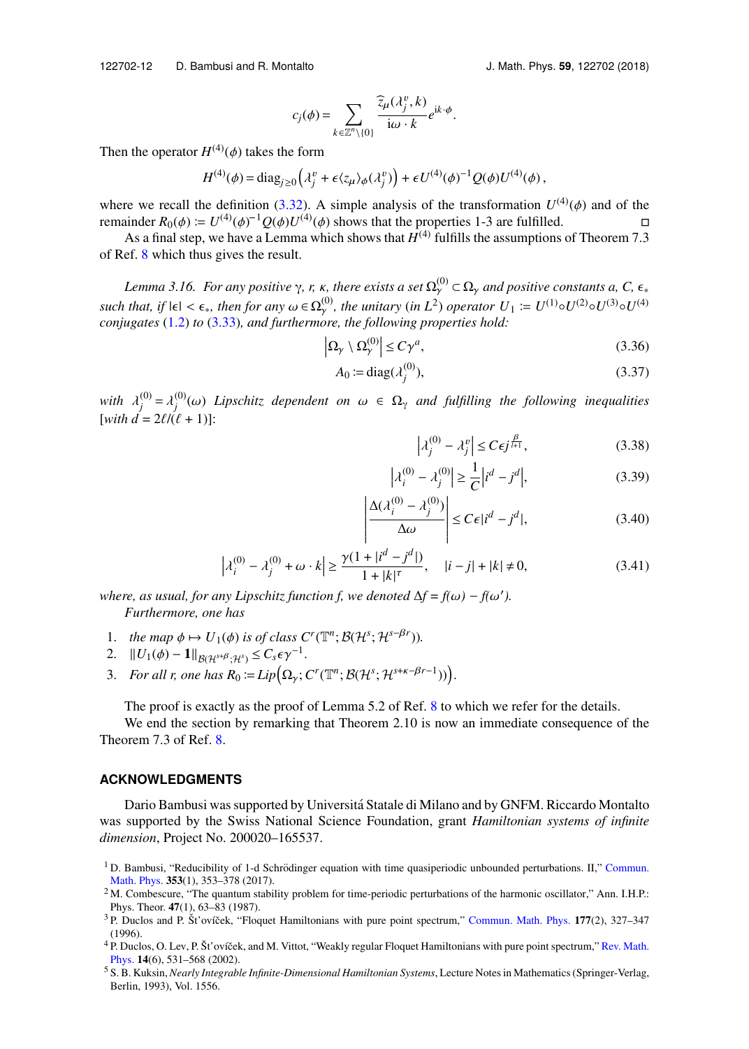$$
c_j(\phi) = \sum_{k \in \mathbb{Z}^n \setminus \{0\}} \frac{\widehat{z}_\mu(\lambda_j^v, k)}{\mathrm{i}\omega \cdot k} e^{\mathrm{i}k\cdot\phi}.
$$

Then the operator $H^{(4)}(\phi)$ takes the form

$$
H^{(4)}(\phi) = \mathrm{diag}_{j\geq 0}\Big(\lambda_j^v + \epsilon \langle z_\mu \rangle_\phi(\lambda_j^v)\Big) + \epsilon U^{(4)}(\phi)^{-1} Q(\phi) U^{(4)}(\phi),
$$

where we recall the definition (3.32). A simple analysis of the transformation $U^{(4)}(\phi)$ and of the remainder $R_0(\phi) := U^{(4)}(\phi)^{-1} Q(\phi) U^{(4)}(\phi)$ shows that the properties 1-3 are fulfilled. □

As a final step, we have a Lemma which shows that $H^{(4)}$ fulfills the assumptions of Theorem 7.3 of Ref. 8 which thus gives the result.

*Lemma 3.16. For any positive $\gamma$, $r$, $\kappa$, there exists a set $\Omega_\gamma^{(0)} \subset \Omega_\gamma$ and positive constants $a$, $C$, $\epsilon_*$ such that, if $|\epsilon| < \epsilon_*$, then for any $\omega \in \Omega_\gamma^{(0)}$, the unitary (in $L^2$) operator $U_1 := U^{(1)} \circ U^{(2)} \circ U^{(3)} \circ U^{(4)}$ conjugates (1.2) to (3.33), and furthermore, the following properties hold:*

$$
\left|\Omega_\gamma \setminus \Omega_\gamma^{(0)}\right| \leq C\gamma^a, \tag{3.36}
$$

$$
A_0 := \mathrm{diag}(\lambda_j^{(0)}), \tag{3.37}
$$

*with $\lambda_j^{(0)} = \lambda_j^{(0)}(\omega)$ Lipschitz dependent on $\omega \in \Omega_\gamma$ and fulfilling the following inequalities [with $d = 2\ell/(\ell+1)$]:*

$$
\left|\lambda_j^{(0)} - \lambda_j^v\right| \leq C\epsilon j^{\frac{\beta}{\ell+1}}, \tag{3.38}
$$

$$
\left|\lambda_i^{(0)} - \lambda_j^{(0)}\right| \geq \frac{1}{C}\left|i^d - j^d\right|, \tag{3.39}
$$

$$
\left|\frac{\Delta(\lambda_i^{(0)} - \lambda_j^{(0)})}{\Delta\omega}\right| \leq C\epsilon|i^d - j^d|, \tag{3.40}
$$

$$
\left|\lambda_i^{(0)} - \lambda_j^{(0)} + \omega \cdot k\right| \geq \frac{\gamma(1 + |i^d - j^d|)}{1 + |k|^\tau}, \quad |i - j| + |k| \neq 0, \tag{3.41}
$$

*where, as usual, for any Lipschitz function $f$, we denoted $\Delta f = f(\omega) - f(\omega')$.*

*Furthermore, one has*

1. *the map $\phi \mapsto U_1(\phi)$ is of class $C^r(\mathbb{T}^n; \mathcal{B}(\mathcal{H}^s; \mathcal{H}^{s-\beta r}))$.*
2. $\|U_1(\phi) - \mathbf{1}\|_{\mathcal{B}(\mathcal{H}^{s+\beta};\mathcal{H}^s)} \leq C_s \epsilon \gamma^{-1}$.
3. *For all $r$, one has $R_0 := Lip\Big(\Omega_\gamma; C^r(\mathbb{T}^n; \mathcal{B}(\mathcal{H}^s; \mathcal{H}^{s+\kappa-\beta r-1}))\Big)$.*

The proof is exactly as the proof of Lemma 5.2 of Ref. 8 to which we refer for the details.

We end the section by remarking that Theorem 2.10 is now an immediate consequence of the Theorem 7.3 of Ref. 8.

## ACKNOWLEDGMENTS

Dario Bambusi was supported by Universitá Statale di Milano and by GNFM. Riccardo Montalto was supported by the Swiss National Science Foundation, grant *Hamiltonian systems of infinite dimension*, Project No. 200020–165537.

[1] D. Bambusi, "Reducibility of 1-d Schrödinger equation with time quasiperiodic unbounded perturbations. II," Commun. Math. Phys. **353**(1), 353–378 (2017).

[2] M. Combescure, "The quantum stability problem for time-periodic perturbations of the harmonic oscillator," Ann. I.H.P.: Phys. Theor. **47**(1), 63–83 (1987).

[3] P. Duclos and P. Šťovíček, "Floquet Hamiltonians with pure point spectrum," Commun. Math. Phys. **177**(2), 327–347 (1996).

[4] P. Duclos, O. Lev, P. Šťovíček, and M. Vittot, "Weakly regular Floquet Hamiltonians with pure point spectrum," Rev. Math. Phys. **14**(6), 531–568 (2002).

[5] S. B. Kuksin, *Nearly Integrable Infinite-Dimensional Hamiltonian Systems*, Lecture Notes in Mathematics (Springer-Verlag, Berlin, 1993), Vol. 1556.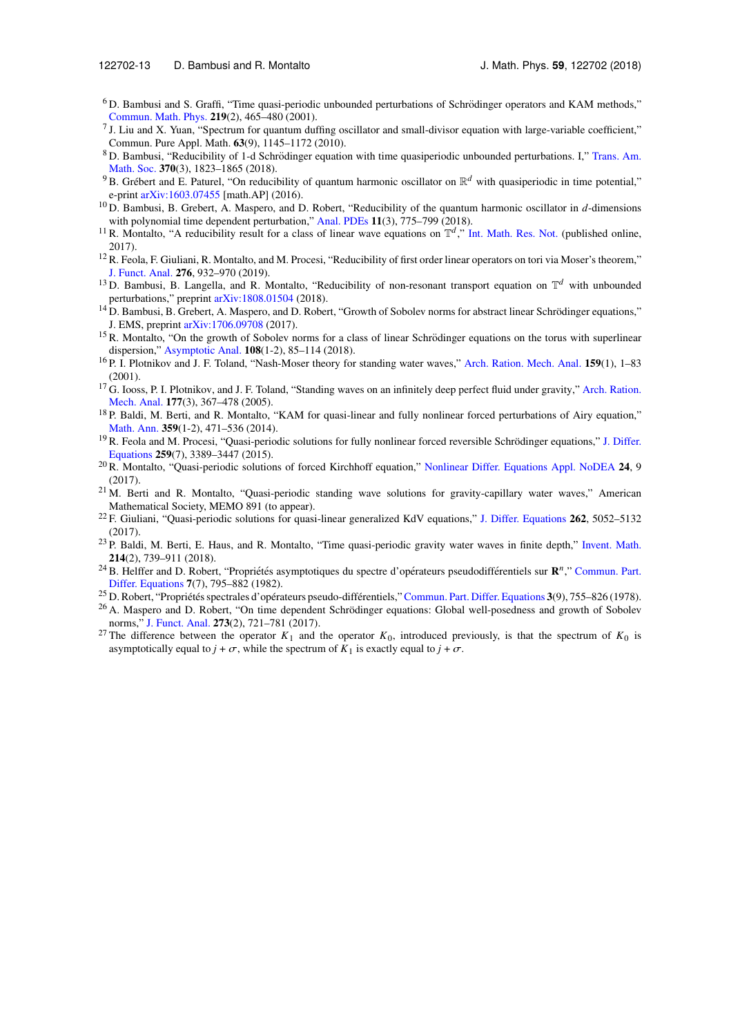[6] D. Bambusi and S. Graffi, "Time quasi-periodic unbounded perturbations of Schrödinger operators and KAM methods," Commun. Math. Phys. **219**(2), 465–480 (2001).

[7] J. Liu and X. Yuan, "Spectrum for quantum duffing oscillator and small-divisor equation with large-variable coefficient," Commun. Pure Appl. Math. **63**(9), 1145–1172 (2010).

[8] D. Bambusi, "Reducibility of 1-d Schrödinger equation with time quasiperiodic unbounded perturbations. I," Trans. Am. Math. Soc. **370**(3), 1823–1865 (2018).

[9] B. Grébert and E. Paturel, "On reducibility of quantum harmonic oscillator on $\mathbb{R}^d$ with quasiperiodic in time potential," e-print arXiv:1603.07455 [math.AP] (2016).

[10] D. Bambusi, B. Grebert, A. Maspero, and D. Robert, "Reducibility of the quantum harmonic oscillator in $d$-dimensions with polynomial time dependent perturbation," Anal. PDEs **11**(3), 775–799 (2018).

[11] R. Montalto, "A reducibility result for a class of linear wave equations on $\mathbb{T}^d$," Int. Math. Res. Not. (published online, 2017).

[12] R. Feola, F. Giuliani, R. Montalto, and M. Procesi, "Reducibility of first order linear operators on tori via Moser's theorem," J. Funct. Anal. **276**, 932–970 (2019).

[13] D. Bambusi, B. Langella, and R. Montalto, "Reducibility of non-resonant transport equation on $\mathbb{T}^d$ with unbounded perturbations," preprint arXiv:1808.01504 (2018).

[14] D. Bambusi, B. Grebert, A. Maspero, and D. Robert, "Growth of Sobolev norms for abstract linear Schrödinger equations," J. EMS, preprint arXiv:1706.09708 (2017).

[15] R. Montalto, "On the growth of Sobolev norms for a class of linear Schrödinger equations on the torus with superlinear dispersion," Asymptotic Anal. **108**(1-2), 85–114 (2018).

[16] P. I. Plotnikov and J. F. Toland, "Nash-Moser theory for standing water waves," Arch. Ration. Mech. Anal. **159**(1), 1–83 (2001).

[17] G. Iooss, P. I. Plotnikov, and J. F. Toland, "Standing waves on an infinitely deep perfect fluid under gravity," Arch. Ration. Mech. Anal. **177**(3), 367–478 (2005).

[18] P. Baldi, M. Berti, and R. Montalto, "KAM for quasi-linear and fully nonlinear forced perturbations of Airy equation," Math. Ann. **359**(1-2), 471–536 (2014).

[19] R. Feola and M. Procesi, "Quasi-periodic solutions for fully nonlinear forced reversible Schrödinger equations," J. Differ. Equations **259**(7), 3389–3447 (2015).

[20] R. Montalto, "Quasi-periodic solutions of forced Kirchhoff equation," Nonlinear Differ. Equations Appl. NoDEA **24**, 9 (2017).

[21] M. Berti and R. Montalto, "Quasi-periodic standing wave solutions for gravity-capillary water waves," American Mathematical Society, MEMO 891 (to appear).

[22] F. Giuliani, "Quasi-periodic solutions for quasi-linear generalized KdV equations," J. Differ. Equations **262**, 5052–5132 (2017).

[23] P. Baldi, M. Berti, E. Haus, and R. Montalto, "Time quasi-periodic gravity water waves in finite depth," Invent. Math. **214**(2), 739–911 (2018).

[24] B. Helffer and D. Robert, "Propriétés asymptotiques du spectre d'opérateurs pseudodifférentiels sur $\mathbf{R}^n$," Commun. Part. Differ. Equations **7**(7), 795–882 (1982).

[25] D. Robert, "Propriétés spectrales d'opérateurs pseudo-différentiels," Commun. Part. Differ. Equations **3**(9), 755–826 (1978).

[26] A. Maspero and D. Robert, "On time dependent Schrödinger equations: Global well-posedness and growth of Sobolev norms," J. Funct. Anal. **273**(2), 721–781 (2017).

[27] The difference between the operator $K_1$ and the operator $K_0$, introduced previously, is that the spectrum of $K_0$ is asymptotically equal to $j + \sigma$, while the spectrum of $K_1$ is exactly equal to $j + \sigma$.